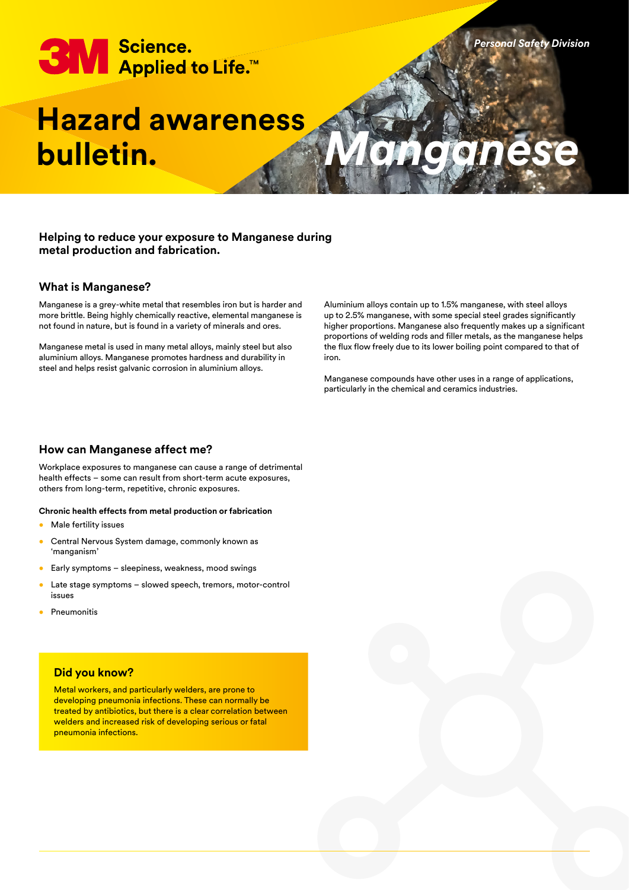3M Science. Applied to Life.™

*Personal Safety Division*

# Hazard awareness bulletin.

# *Manganese*

**Helping to reduce your exposure to Manganese during metal production and fabrication.**

## What is Manganese?

Manganese is a grey-white metal that resembles iron but is harder and more brittle. Being highly chemically reactive, elemental manganese is not found in nature, but is found in a variety of minerals and ores.

Manganese metal is used in many metal alloys, mainly steel but also aluminium alloys. Manganese promotes hardness and durability in steel and helps resist galvanic corrosion in aluminium alloys.

Aluminium alloys contain up to 1.5% manganese, with steel alloys up to 2.5% manganese, with some special steel grades significantly higher proportions. Manganese also frequently makes up a significant proportions of welding rods and filler metals, as the manganese helps the flux flow freely due to its lower boiling point compared to that of iron.

Manganese compounds have other uses in a range of applications, particularly in the chemical and ceramics industries.

## How can Manganese affect me?

Workplace exposures to manganese can cause a range of detrimental health effects – some can result from short-term acute exposures, others from long-term, repetitive, chronic exposures.

**Chronic health effects from metal production or fabrication**

- Male fertility issues
- Central Nervous System damage, commonly known as 'manganism'
- Early symptoms – sleepiness, weakness, mood swings
- Late stage symptoms – slowed speech, tremors, motor-control issues
- Pneumonitis

### Did you know?

Metal workers, and particularly welders, are prone to developing pneumonia infections. These can normally be treated by antibiotics, but there is a clear correlation between welders and increased risk of developing serious or fatal pneumonia infections.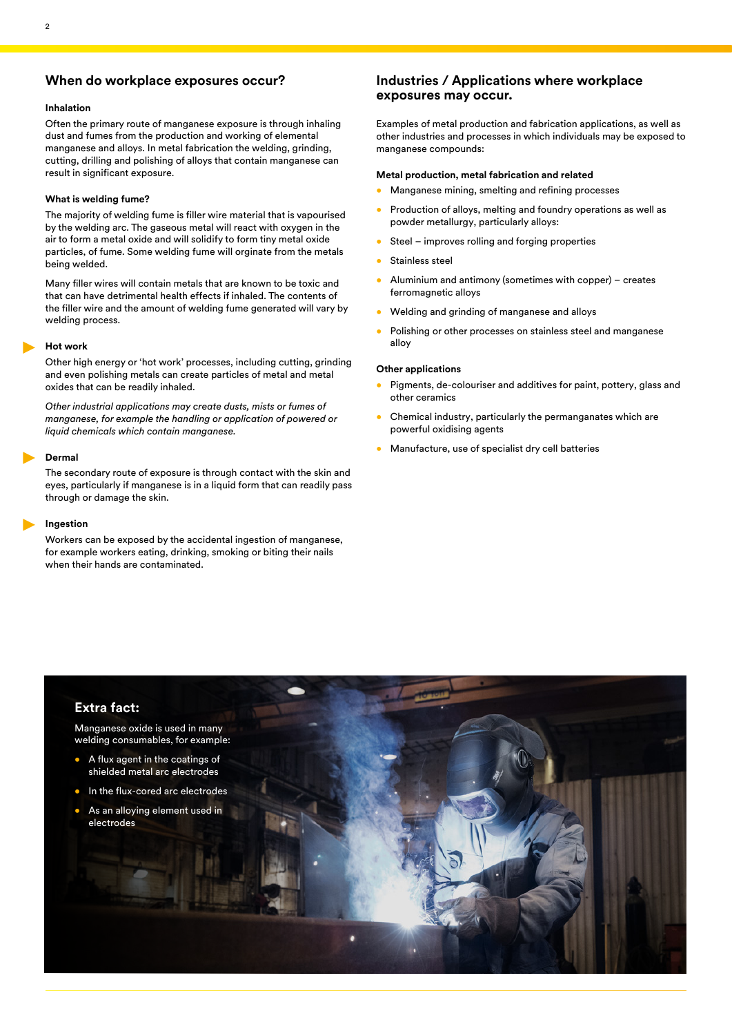## When do workplace exposures occur?

### Inhalation

Often the primary route of manganese exposure is through inhaling dust and fumes from the production and working of elemental manganese and alloys. In metal fabrication the welding, grinding, cutting, drilling and polishing of alloys that contain manganese can result in significant exposure.

### What is welding fume?

The majority of welding fume is filler wire material that is vapourised by the welding arc. The gaseous metal will react with oxygen in the air to form a metal oxide and will solidify to form tiny metal oxide particles, of fume. Some welding fume will orginate from the metals being welded.

Many filler wires will contain metals that are known to be toxic and that can have detrimental health effects if inhaled. The contents of the filler wire and the amount of welding fume generated will vary by welding process.

### Hot work

Other high energy or 'hot work' processes, including cutting, grinding and even polishing metals can create particles of metal and metal oxides that can be readily inhaled.

*Other industrial applications may create dusts, mists or fumes of manganese, for example the handling or application of powered or liquid chemicals which contain manganese.*

### Dermal

The secondary route of exposure is through contact with the skin and eyes, particularly if manganese is in a liquid form that can readily pass through or damage the skin.

### Ingestion

Workers can be exposed by the accidental ingestion of manganese, for example workers eating, drinking, smoking or biting their nails when their hands are contaminated.

## Industries / Applications where workplace exposures may occur.

Examples of metal production and fabrication applications, as well as other industries and processes in which individuals may be exposed to manganese compounds:

### Metal production, metal fabrication and related

- Manganese mining, smelting and refining processes
- Production of alloys, melting and foundry operations as well as powder metallurgy, particularly alloys:
- Steel – improves rolling and forging properties
- Stainless steel
- Aluminium and antimony (sometimes with copper) – creates ferromagnetic alloys
- Welding and grinding of manganese and alloys
- Polishing or other processes on stainless steel and manganese alloy

### Other applications

- Pigments, de-colouriser and additives for paint, pottery, glass and other ceramics
- Chemical industry, particularly the permanganates which are powerful oxidising agents
- Manufacture, use of specialist dry cell batteries

### Extra fact:

Manganese oxide is used in many welding consumables, for example:

- A flux agent in the coatings of shielded metal arc electrodes
- In the flux-cored arc electrodes
- As an alloying element used in electrodes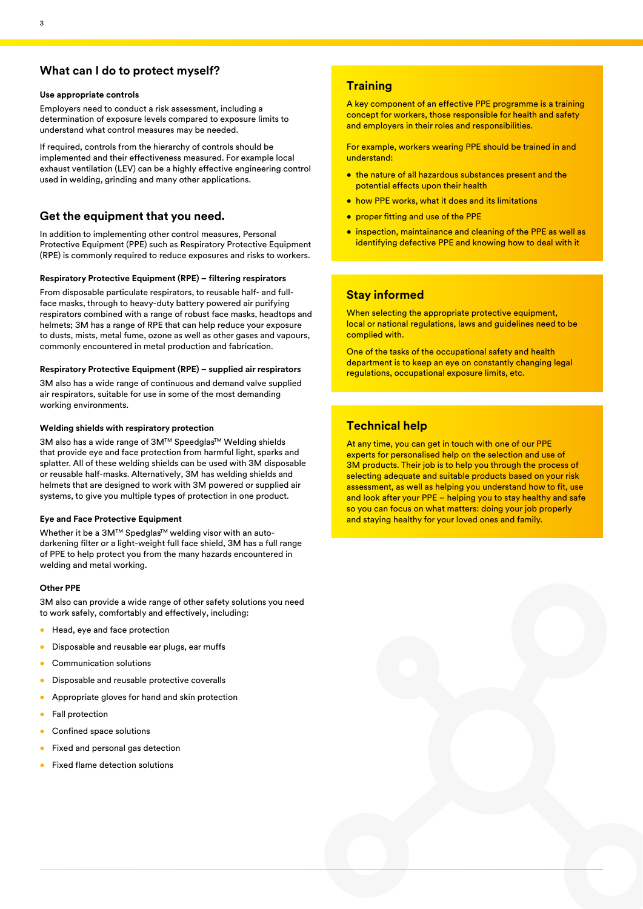## What can I do to protect myself?

#### Use appropriate controls

Employers need to conduct a risk assessment, including a determination of exposure levels compared to exposure limits to understand what control measures may be needed.

If required, controls from the hierarchy of controls should be implemented and their effectiveness measured. For example local exhaust ventilation (LEV) can be a highly effective engineering control used in welding, grinding and many other applications.

## Get the equipment that you need.

In addition to implementing other control measures, Personal Protective Equipment (PPE) such as Respiratory Protective Equipment (RPE) is commonly required to reduce exposures and risks to workers.

#### Respiratory Protective Equipment (RPE) – filtering respirators

From disposable particulate respirators, to reusable half- and full-face masks, through to heavy-duty battery powered air purifying respirators combined with a range of robust face masks, headtops and helmets; 3M has a range of RPE that can help reduce your exposure to dusts, mists, metal fume, ozone as well as other gases and vapours, commonly encountered in metal production and fabrication.

#### Respiratory Protective Equipment (RPE) – supplied air respirators

3M also has a wide range of continuous and demand valve supplied air respirators, suitable for use in some of the most demanding working environments.

#### Welding shields with respiratory protection

3M also has a wide range of 3M™ Speedglas™ Welding shields that provide eye and face protection from harmful light, sparks and splatter. All of these welding shields can be used with 3M disposable or reusable half-masks. Alternatively, 3M has welding shields and helmets that are designed to work with 3M powered or supplied air systems, to give you multiple types of protection in one product.

#### Eye and Face Protective Equipment

Whether it be a 3M™ Spedglas™ welding visor with an auto-darkening filter or a light-weight full face shield, 3M has a full range of PPE to help protect you from the many hazards encountered in welding and metal working.

#### Other PPE

3M also can provide a wide range of other safety solutions you need to work safely, comfortably and effectively, including:

- Head, eye and face protection
- Disposable and reusable ear plugs, ear muffs
- Communication solutions
- Disposable and reusable protective coveralls
- Appropriate gloves for hand and skin protection
- Fall protection
- Confined space solutions
- Fixed and personal gas detection
- Fixed flame detection solutions

## Training

A key component of an effective PPE programme is a training concept for workers, those responsible for health and safety and employers in their roles and responsibilities.

For example, workers wearing PPE should be trained in and understand:

- the nature of all hazardous substances present and the potential effects upon their health
- how PPE works, what it does and its limitations
- proper fitting and use of the PPE
- inspection, maintainance and cleaning of the PPE as well as identifying defective PPE and knowing how to deal with it

## Stay informed

When selecting the appropriate protective equipment, local or national regulations, laws and guidelines need to be complied with.

One of the tasks of the occupational safety and health department is to keep an eye on constantly changing legal regulations, occupational exposure limits, etc.

## Technical help

At any time, you can get in touch with one of our PPE experts for personalised help on the selection and use of 3M products. Their job is to help you through the process of selecting adequate and suitable products based on your risk assessment, as well as helping you understand how to fit, use and look after your PPE – helping you to stay healthy and safe so you can focus on what matters: doing your job properly and staying healthy for your loved ones and family.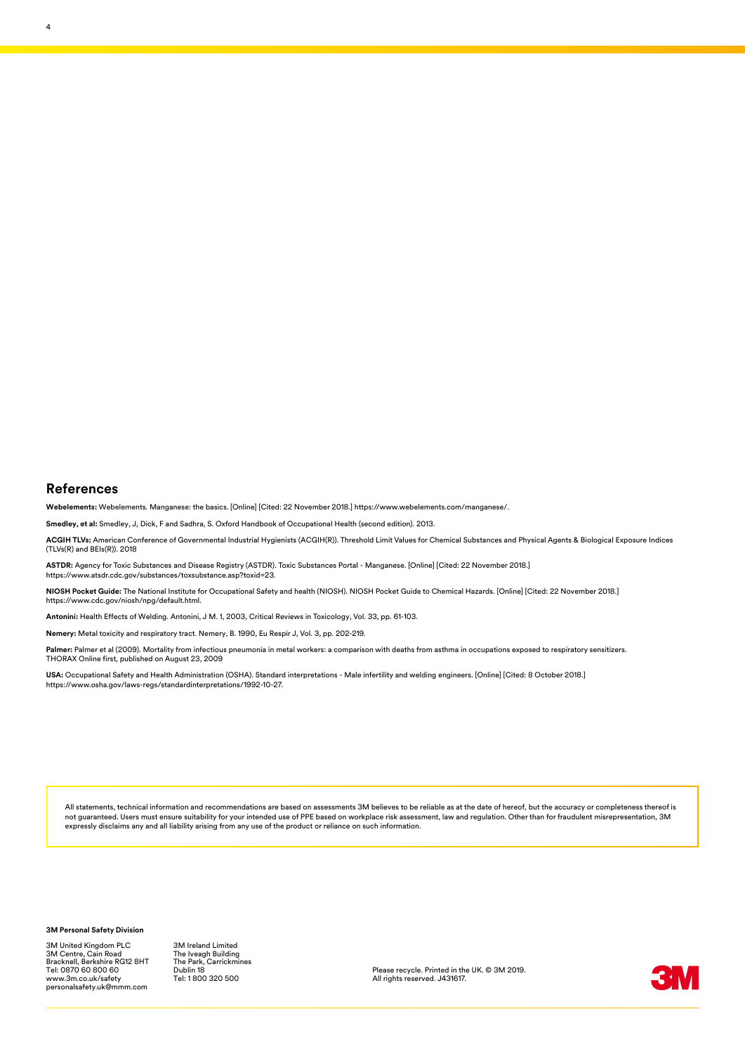## References

**Webelements:** Webelements. Manganese: the basics. [Online] [Cited: 22 November 2018.] https://www.webelements.com/manganese/.

**Smedley, et al:** Smedley, J, Dick, F and Sadhra, S. Oxford Handbook of Occupational Health (second edition). 2013.

**ACGIH TLVs:** American Conference of Governmental Industrial Hygienists (ACGIH(R)). Threshold Limit Values for Chemical Substances and Physical Agents & Biological Exposure Indices (TLVs(R) and BEIs(R)). 2018

**ASTDR:** Agency for Toxic Substances and Disease Registry (ASTDR). Toxic Substances Portal - Manganese. [Online] [Cited: 22 November 2018.] https://www.atsdr.cdc.gov/substances/toxsubstance.asp?toxid=23.

**NIOSH Pocket Guide:** The National Institute for Occupational Safety and health (NIOSH). NIOSH Pocket Guide to Chemical Hazards. [Online] [Cited: 22 November 2018.] https://www.cdc.gov/niosh/npg/default.html.

**Antonini:** Health Effects of Welding. Antonini, J M. 1, 2003, Critical Reviews in Toxicology, Vol. 33, pp. 61-103.

**Nemery:** Metal toxicity and respiratory tract. Nemery, B. 1990, Eu Respir J, Vol. 3, pp. 202-219.

**Palmer:** Palmer et al (2009). Mortality from infectious pneumonia in metal workers: a comparison with deaths from asthma in occupations exposed to respiratory sensitizers. THORAX Online first, published on August 23, 2009

**USA:** Occupational Safety and Health Administration (OSHA). Standard interpretations - Male infertility and welding engineers. [Online] [Cited: 8 October 2018.] https://www.osha.gov/laws-regs/standardinterpretations/1992-10-27.

All statements, technical information and recommendations are based on assessments 3M believes to be reliable as at the date of hereof, but the accuracy or completeness thereof is not guaranteed. Users must ensure suitability for your intended use of PPE based on workplace risk assessment, law and regulation. Other than for fraudulent misrepresentation, 3M expressly disclaims any and all liability arising from any use of the product or reliance on such information.

**3M Personal Safety Division**

3M United Kingdom PLC
3M Centre, Cain Road
Bracknell, Berkshire RG12 8HT
Tel: 0870 60 800 60
www.3m.co.uk/safety
personalsafety.uk@mmm.com

3M Ireland Limited
The Iveagh Building
The Park, Carrickmines
Dublin 18
Tel: 1 800 320 500

Please recycle. Printed in the UK. © 3M 2019.
All rights reserved. J431617.